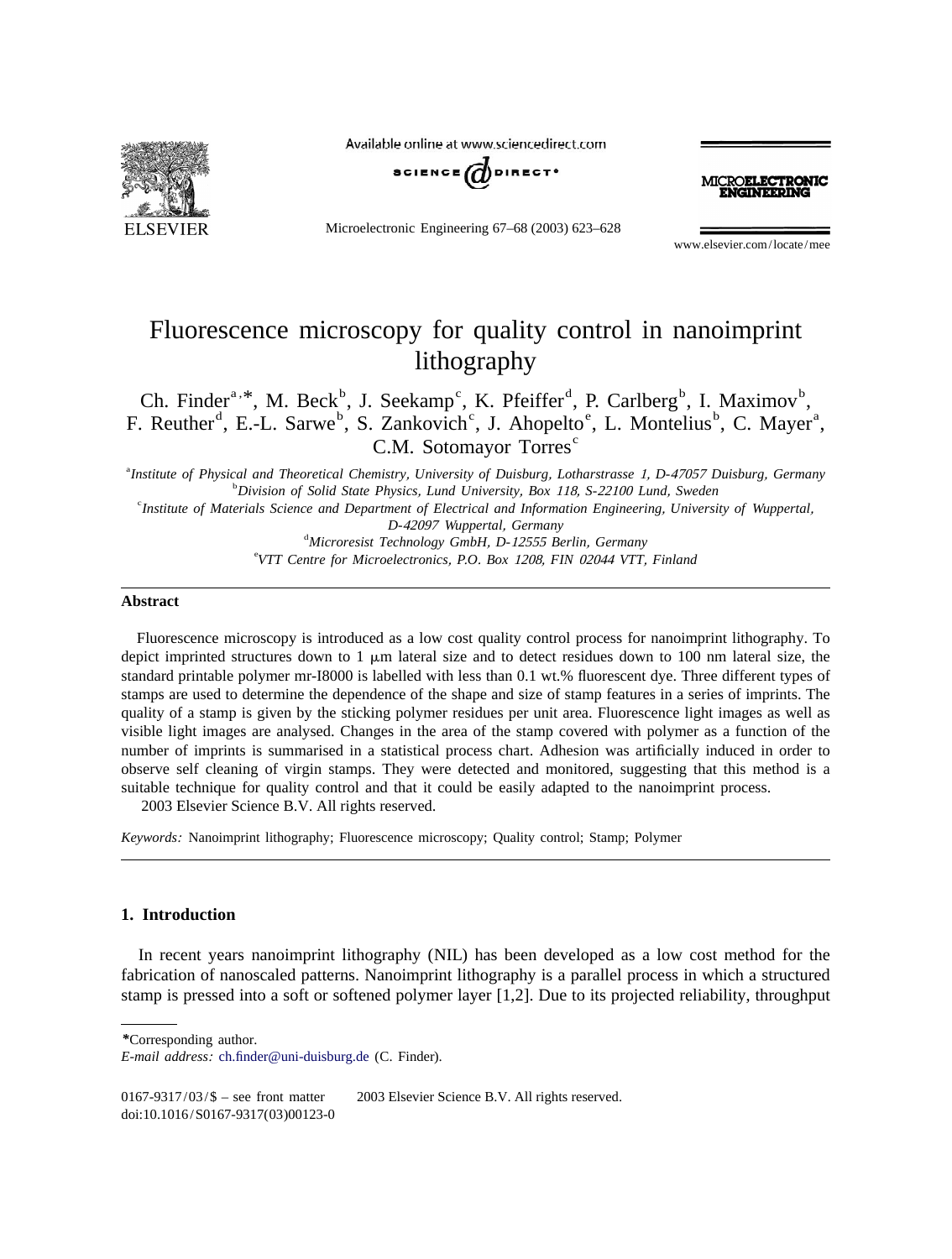# Fluorescence microscopy for quality control in nanoimprint lithography

Ch. Finder[a,*], M. Beck[b], J. Seekamp[c], K. Pfeiffer[d], P. Carlberg[b], I. Maximov[b], F. Reuther[d], E.-L. Sarwe[b], S. Zankovich[c], J. Ahopelto[e], L. Montelius[b], C. Mayer[a], C.M. Sotomayor Torres[c]

[a]*Institute of Physical and Theoretical Chemistry, University of Duisburg, Lotharstrasse 1, D-47057 Duisburg, Germany*
[b]*Division of Solid State Physics, Lund University, Box 118, S-22100 Lund, Sweden*
[c]*Institute of Materials Science and Department of Electrical and Information Engineering, University of Wuppertal, D-42097 Wuppertal, Germany*
[d]*Microresist Technology GmbH, D-12555 Berlin, Germany*
[e]*VTT Centre for Microelectronics, P.O. Box 1208, FIN 02044 VTT, Finland*

## Abstract

Fluorescence microscopy is introduced as a low cost quality control process for nanoimprint lithography. To depict imprinted structures down to 1 μm lateral size and to detect residues down to 100 nm lateral size, the standard printable polymer mr-I8000 is labelled with less than 0.1 wt.% fluorescent dye. Three different types of stamps are used to determine the dependence of the shape and size of stamp features in a series of imprints. The quality of a stamp is given by the sticking polymer residues per unit area. Fluorescence light images as well as visible light images are analysed. Changes in the area of the stamp covered with polymer as a function of the number of imprints is summarised in a statistical process chart. Adhesion was artificially induced in order to observe self cleaning of virgin stamps. They were detected and monitored, suggesting that this method is a suitable technique for quality control and that it could be easily adapted to the nanoimprint process.
 2003 Elsevier Science B.V. All rights reserved.

*Keywords:* Nanoimprint lithography; Fluorescence microscopy; Quality control; Stamp; Polymer

## 1. Introduction

In recent years nanoimprint lithography (NIL) has been developed as a low cost method for the fabrication of nanoscaled patterns. Nanoimprint lithography is a parallel process in which a structured stamp is pressed into a soft or softened polymer layer [1,2]. Due to its projected reliability, throughput

*Corresponding author.
*E-mail address:* ch.finder@uni-duisburg.de (C. Finder).

0167-9317/03/$ – see front matter  2003 Elsevier Science B.V. All rights reserved.
doi:10.1016/S0167-9317(03)00123-0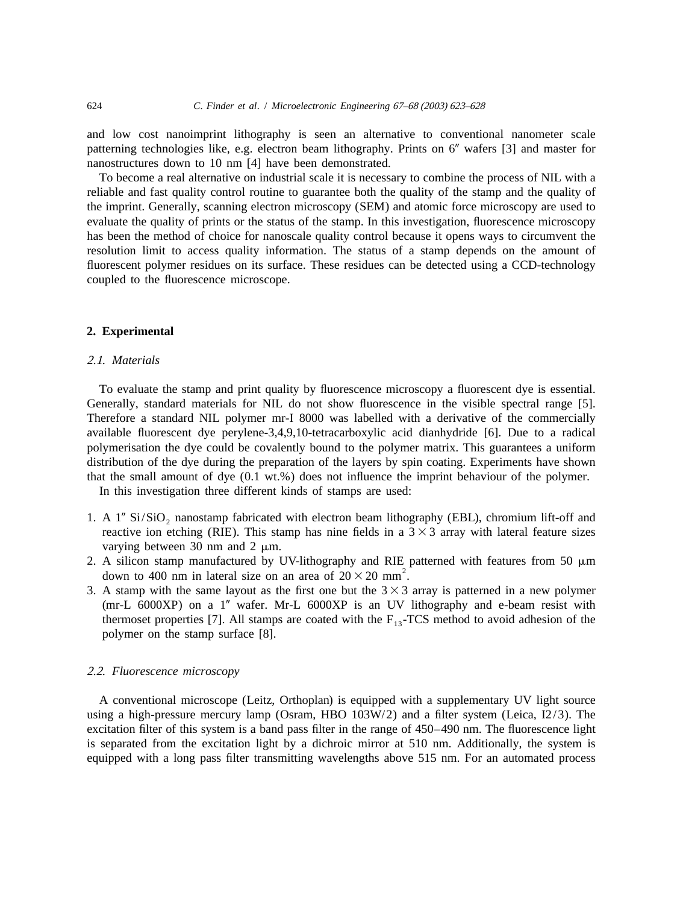and low cost nanoimprint lithography is seen an alternative to conventional nanometer scale patterning technologies like, e.g. electron beam lithography. Prints on 6″ wafers [3] and master for nanostructures down to 10 nm [4] have been demonstrated.

To become a real alternative on industrial scale it is necessary to combine the process of NIL with a reliable and fast quality control routine to guarantee both the quality of the stamp and the quality of the imprint. Generally, scanning electron microscopy (SEM) and atomic force microscopy are used to evaluate the quality of prints or the status of the stamp. In this investigation, fluorescence microscopy has been the method of choice for nanoscale quality control because it opens ways to circumvent the resolution limit to access quality information. The status of a stamp depends on the amount of fluorescent polymer residues on its surface. These residues can be detected using a CCD-technology coupled to the fluorescence microscope.

## 2. Experimental

### *2.1. Materials*

To evaluate the stamp and print quality by fluorescence microscopy a fluorescent dye is essential. Generally, standard materials for NIL do not show fluorescence in the visible spectral range [5]. Therefore a standard NIL polymer mr-I 8000 was labelled with a derivative of the commercially available fluorescent dye perylene-3,4,9,10-tetracarboxylic acid dianhydride [6]. Due to a radical polymerisation the dye could be covalently bound to the polymer matrix. This guarantees a uniform distribution of the dye during the preparation of the layers by spin coating. Experiments have shown that the small amount of dye (0.1 wt.%) does not influence the imprint behaviour of the polymer.

In this investigation three different kinds of stamps are used:

1. A 1″ $Si/SiO_2$ nanostamp fabricated with electron beam lithography (EBL), chromium lift-off and reactive ion etching (RIE). This stamp has nine fields in a $3 \times 3$ array with lateral feature sizes varying between 30 nm and 2 μm.
2. A silicon stamp manufactured by UV-lithography and RIE patterned with features from 50 μm down to 400 nm in lateral size on an area of $20 \times 20$ $mm^2$.
3. A stamp with the same layout as the first one but the $3 \times 3$ array is patterned in a new polymer (mr-L 6000XP) on a 1″ wafer. Mr-L 6000XP is an UV lithography and e-beam resist with thermoset properties [7]. All stamps are coated with the $F_{13}$-TCS method to avoid adhesion of the polymer on the stamp surface [8].

### *2.2. Fluorescence microscopy*

A conventional microscope (Leitz, Orthoplan) is equipped with a supplementary UV light source using a high-pressure mercury lamp (Osram, HBO 103W/2) and a filter system (Leica, I2/3). The excitation filter of this system is a band pass filter in the range of 450–490 nm. The fluorescence light is separated from the excitation light by a dichroic mirror at 510 nm. Additionally, the system is equipped with a long pass filter transmitting wavelengths above 515 nm. For an automated process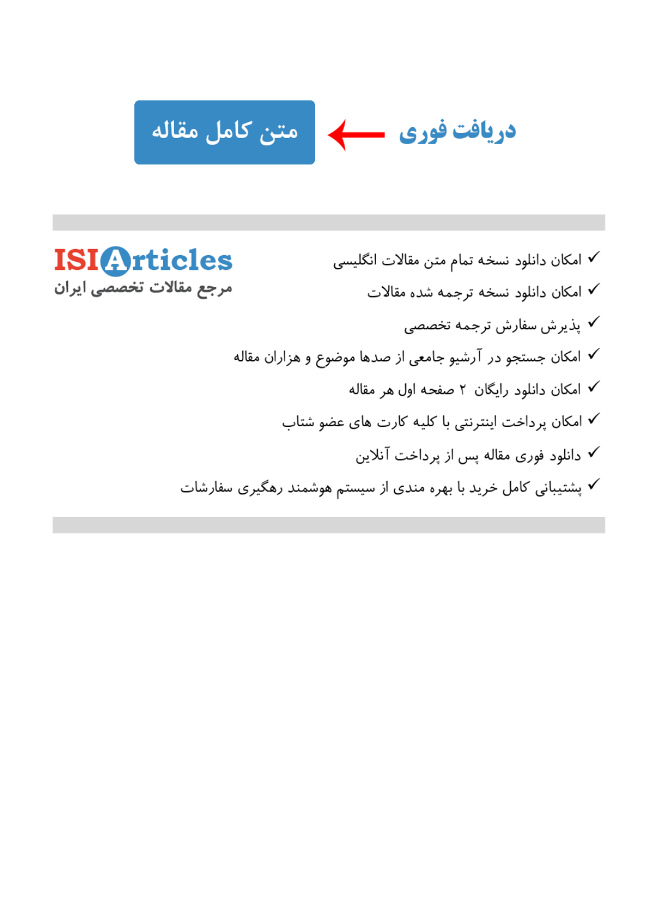دریافت فوری ← متن کامل مقاله

**ISIArticles**
مرجع مقالات تخصصی ایران

- ✓ امکان دانلود نسخه تمام متن مقالات انگلیسی
- ✓ امکان دانلود نسخه ترجمه شده مقالات
- ✓ پذیرش سفارش ترجمه تخصصی
- ✓ امکان جستجو در آرشیو جامعی از صدها موضوع و هزاران مقاله
- ✓ امکان دانلود رایگان ۲ صفحه اول هر مقاله
- ✓ امکان پرداخت اینترنتی با کلیه کارت های عضو شتاب
- ✓ دانلود فوری مقاله پس از پرداخت آنلاین
- ✓ پشتیبانی کامل خرید با بهره مندی از سیستم هوشمند رهگیری سفارشات